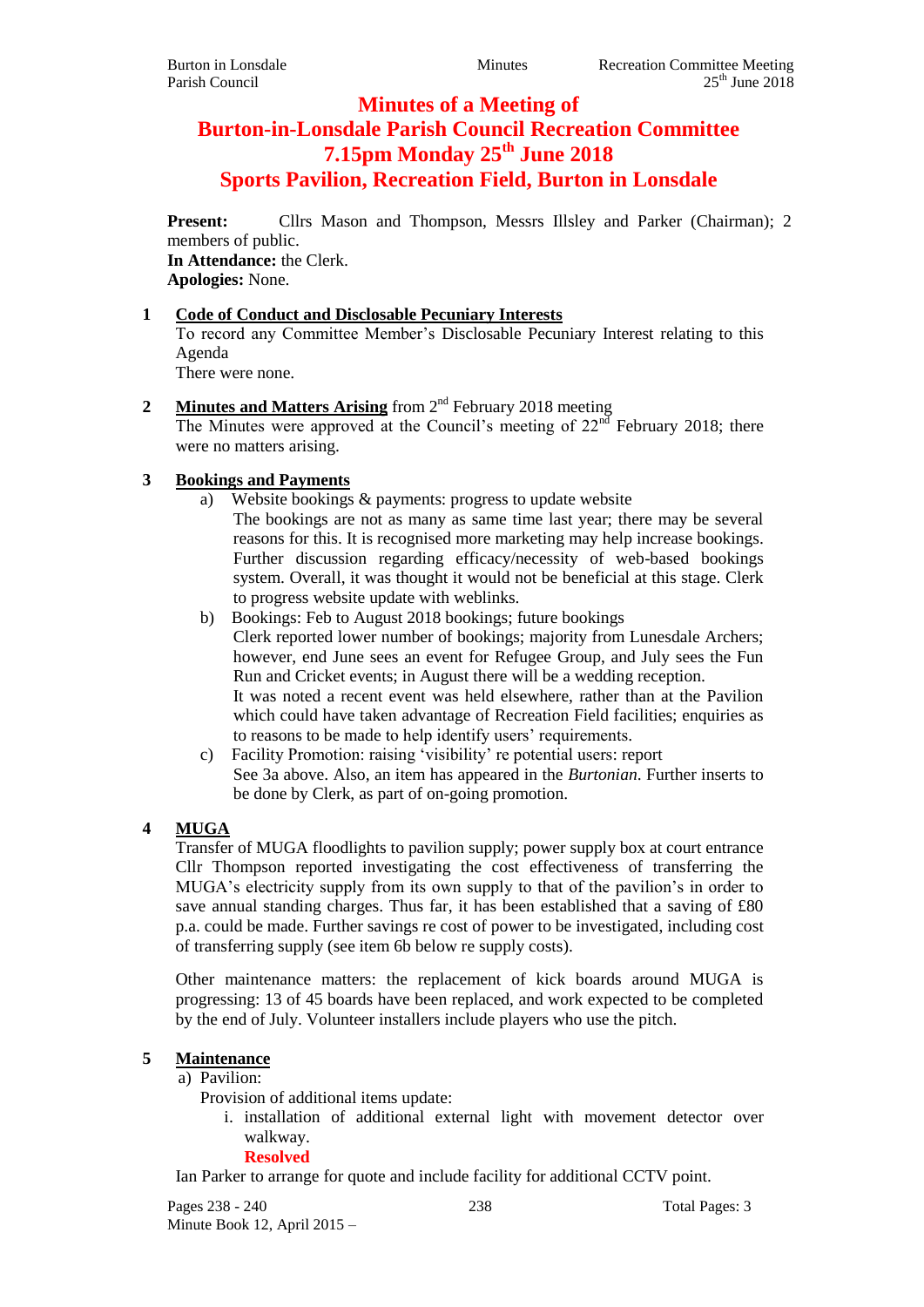# Minutes of a Meeting of
# Burton-in-Lonsdale Parish Council Recreation Committee
# 7.15pm Monday 25th June 2018
# Sports Pavilion, Recreation Field, Burton in Lonsdale

**Present:** Cllrs Mason and Thompson, Messrs Illsley and Parker (Chairman); 2 members of public.
**In Attendance:** the Clerk.
**Apologies:** None.

**1 Code of Conduct and Disclosable Pecuniary Interests**

To record any Committee Member's Disclosable Pecuniary Interest relating to this Agenda

There were none.

**2 Minutes and Matters Arising** from 2nd February 2018 meeting

The Minutes were approved at the Council's meeting of 22nd February 2018; there were no matters arising.

**3 Bookings and Payments**

a) Website bookings & payments: progress to update website

The bookings are not as many as same time last year; there may be several reasons for this. It is recognised more marketing may help increase bookings. Further discussion regarding efficacy/necessity of web-based bookings system. Overall, it was thought it would not be beneficial at this stage. Clerk to progress website update with weblinks.

b) Bookings: Feb to August 2018 bookings; future bookings

Clerk reported lower number of bookings; majority from Lunesdale Archers; however, end June sees an event for Refugee Group, and July sees the Fun Run and Cricket events; in August there will be a wedding reception.

It was noted a recent event was held elsewhere, rather than at the Pavilion which could have taken advantage of Recreation Field facilities; enquiries as to reasons to be made to help identify users' requirements.

c) Facility Promotion: raising 'visibility' re potential users: report

See 3a above. Also, an item has appeared in the *Burtonian*. Further inserts to be done by Clerk, as part of on-going promotion.

**4 MUGA**

Transfer of MUGA floodlights to pavilion supply; power supply box at court entrance

Cllr Thompson reported investigating the cost effectiveness of transferring the MUGA's electricity supply from its own supply to that of the pavilion's in order to save annual standing charges. Thus far, it has been established that a saving of £80 p.a. could be made. Further savings re cost of power to be investigated, including cost of transferring supply (see item 6b below re supply costs).

Other maintenance matters: the replacement of kick boards around MUGA is progressing: 13 of 45 boards have been replaced, and work expected to be completed by the end of July. Volunteer installers include players who use the pitch.

**5 Maintenance**

a) Pavilion:

Provision of additional items update:

i. installation of additional external light with movement detector over walkway.

**Resolved**

Ian Parker to arrange for quote and include facility for additional CCTV point.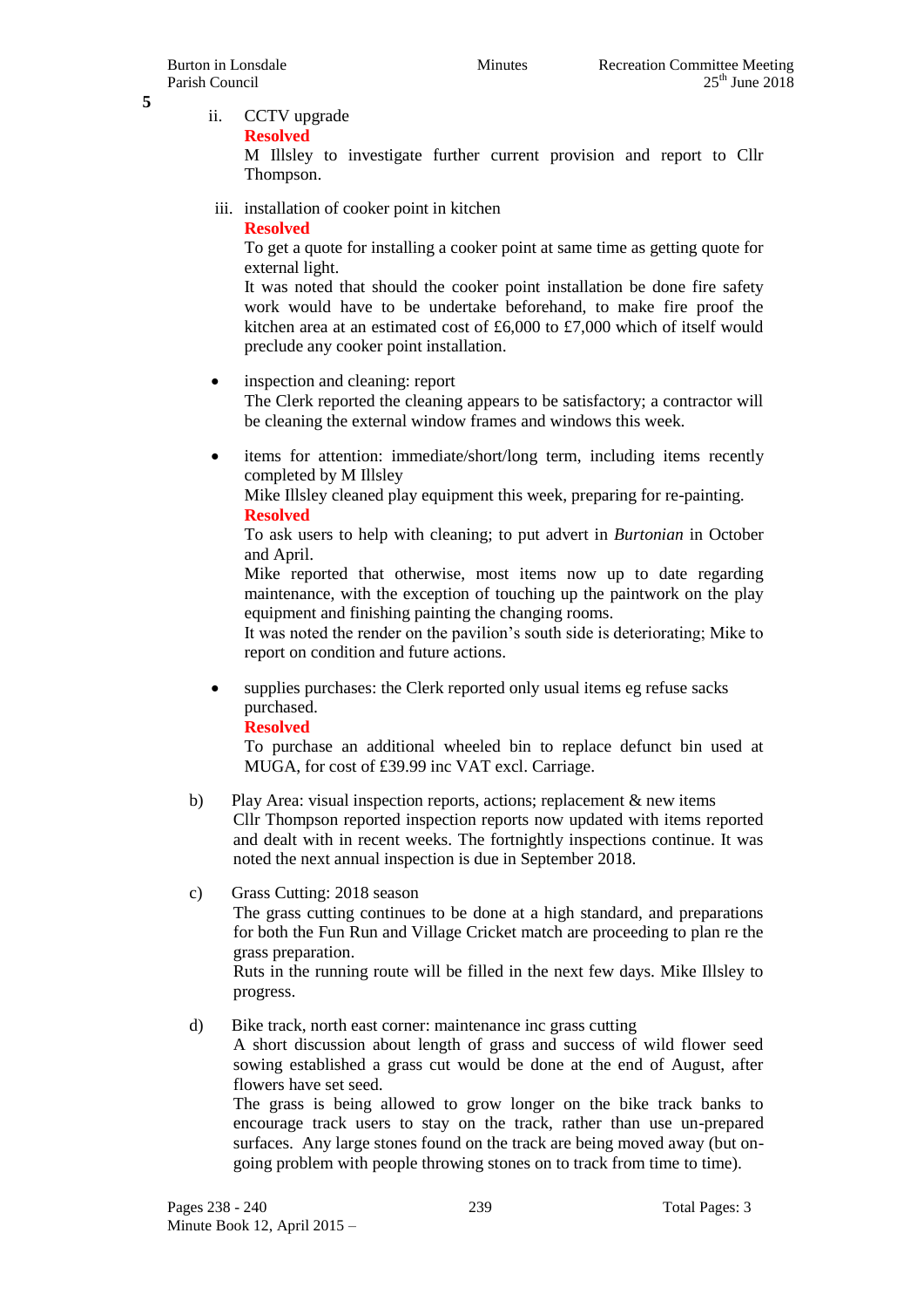5

ii. CCTV upgrade

**Resolved**

M Illsley to investigate further current provision and report to Cllr Thompson.

iii. installation of cooker point in kitchen

**Resolved**

To get a quote for installing a cooker point at same time as getting quote for external light.

It was noted that should the cooker point installation be done fire safety work would have to be undertake beforehand, to make fire proof the kitchen area at an estimated cost of £6,000 to £7,000 which of itself would preclude any cooker point installation.

- inspection and cleaning: report

  The Clerk reported the cleaning appears to be satisfactory; a contractor will be cleaning the external window frames and windows this week.

- items for attention: immediate/short/long term, including items recently completed by M Illsley

  Mike Illsley cleaned play equipment this week, preparing for re-painting.

  **Resolved**

  To ask users to help with cleaning; to put advert in *Burtonian* in October and April.

  Mike reported that otherwise, most items now up to date regarding maintenance, with the exception of touching up the paintwork on the play equipment and finishing painting the changing rooms.

  It was noted the render on the pavilion's south side is deteriorating; Mike to report on condition and future actions.

- supplies purchases: the Clerk reported only usual items eg refuse sacks purchased.

  **Resolved**

  To purchase an additional wheeled bin to replace defunct bin used at MUGA, for cost of £39.99 inc VAT excl. Carriage.

b) Play Area: visual inspection reports, actions; replacement & new items

Cllr Thompson reported inspection reports now updated with items reported and dealt with in recent weeks. The fortnightly inspections continue. It was noted the next annual inspection is due in September 2018.

c) Grass Cutting: 2018 season

The grass cutting continues to be done at a high standard, and preparations for both the Fun Run and Village Cricket match are proceeding to plan re the grass preparation.

Ruts in the running route will be filled in the next few days. Mike Illsley to progress.

d) Bike track, north east corner: maintenance inc grass cutting

A short discussion about length of grass and success of wild flower seed sowing established a grass cut would be done at the end of August, after flowers have set seed.

The grass is being allowed to grow longer on the bike track banks to encourage track users to stay on the track, rather than use un-prepared surfaces. Any large stones found on the track are being moved away (but on-going problem with people throwing stones on to track from time to time).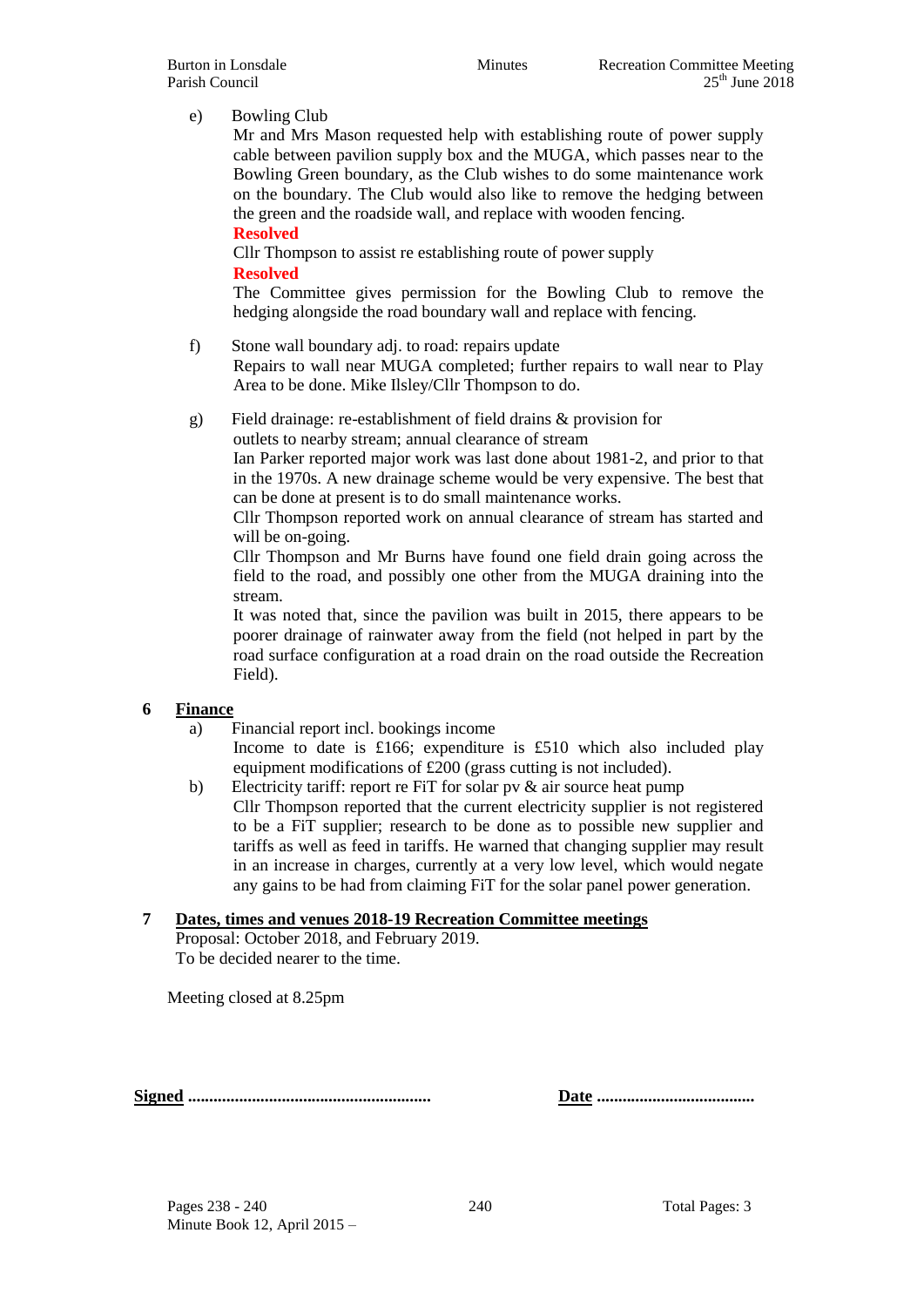e) Bowling Club

Mr and Mrs Mason requested help with establishing route of power supply cable between pavilion supply box and the MUGA, which passes near to the Bowling Green boundary, as the Club wishes to do some maintenance work on the boundary. The Club would also like to remove the hedging between the green and the roadside wall, and replace with wooden fencing.

**Resolved**

Cllr Thompson to assist re establishing route of power supply

**Resolved**

The Committee gives permission for the Bowling Club to remove the hedging alongside the road boundary wall and replace with fencing.

f) Stone wall boundary adj. to road: repairs update

Repairs to wall near MUGA completed; further repairs to wall near to Play Area to be done. Mike Ilsley/Cllr Thompson to do.

g) Field drainage: re-establishment of field drains & provision for outlets to nearby stream; annual clearance of stream

Ian Parker reported major work was last done about 1981-2, and prior to that in the 1970s. A new drainage scheme would be very expensive. The best that can be done at present is to do small maintenance works.

Cllr Thompson reported work on annual clearance of stream has started and will be on-going.

Cllr Thompson and Mr Burns have found one field drain going across the field to the road, and possibly one other from the MUGA draining into the stream.

It was noted that, since the pavilion was built in 2015, there appears to be poorer drainage of rainwater away from the field (not helped in part by the road surface configuration at a road drain on the road outside the Recreation Field).

## 6 Finance

a) Financial report incl. bookings income

Income to date is £166; expenditure is £510 which also included play equipment modifications of £200 (grass cutting is not included).

b) Electricity tariff: report re FiT for solar pv & air source heat pump

Cllr Thompson reported that the current electricity supplier is not registered to be a FiT supplier; research to be done as to possible new supplier and tariffs as well as feed in tariffs. He warned that changing supplier may result in an increase in charges, currently at a very low level, which would negate any gains to be had from claiming FiT for the solar panel power generation.

## 7 Dates, times and venues 2018-19 Recreation Committee meetings

Proposal: October 2018, and February 2019.
To be decided nearer to the time.

Meeting closed at 8.25pm

**Signed** ........................................................ **Date** ....................................